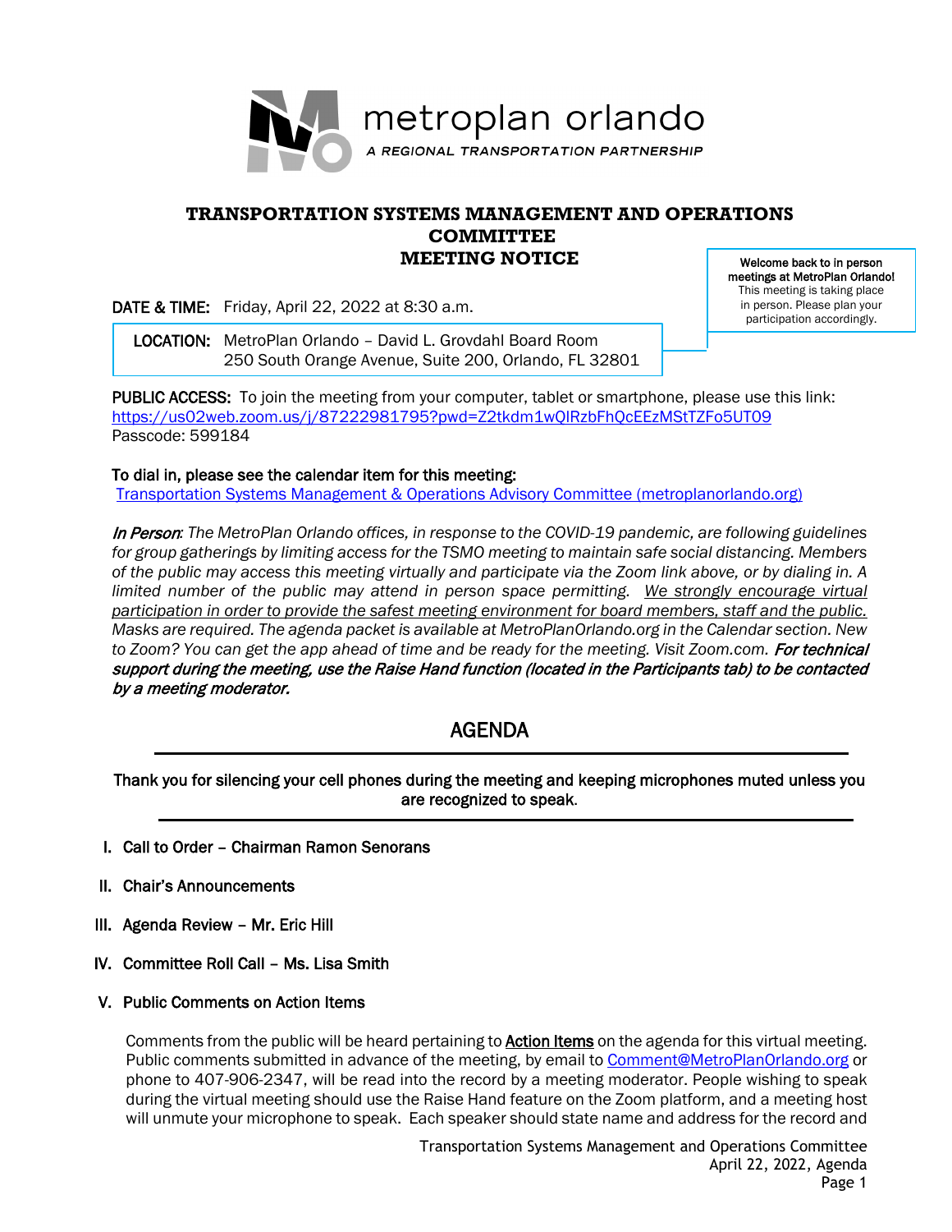metroplan orlando

*A REGIONAL TRANSPORTATION PARTNERSHIP*

# TRANSPORTATION SYSTEMS MANAGEMENT AND OPERATIONS COMMITTEE MEETING NOTICE

**Welcome back to in person meetings at MetroPlan Orlando!** This meeting is taking place in person. Please plan your participation accordingly.

**DATE & TIME:** Friday, April 22, 2022 at 8:30 a.m.

**LOCATION:** MetroPlan Orlando – David L. Grovdahl Board Room
250 South Orange Avenue, Suite 200, Orlando, FL 32801

**PUBLIC ACCESS:** To join the meeting from your computer, tablet or smartphone, please use this link:
https://us02web.zoom.us/j/87222981795?pwd=Z2tkdm1wQlRzbFhQcEEzMStTZFo5UT09
Passcode: 599184

**To dial in, please see the calendar item for this meeting:**
Transportation Systems Management & Operations Advisory Committee (metroplanorlando.org)

***In Person***: *The MetroPlan Orlando offices, in response to the COVID-19 pandemic, are following guidelines for group gatherings by limiting access for the TSMO meeting to maintain safe social distancing. Members of the public may access this meeting virtually and participate via the Zoom link above, or by dialing in. A limited number of the public may attend in person space permitting. <u>We strongly encourage virtual participation in order to provide the safest meeting environment for board members, staff and the public.</u> Masks are required. The agenda packet is available at MetroPlanOrlando.org in the Calendar section. New to Zoom? You can get the app ahead of time and be ready for the meeting. Visit Zoom.com.* ***For technical support during the meeting, use the Raise Hand function (located in the Participants tab) to be contacted by a meeting moderator.***

## AGENDA

**Thank you for silencing your cell phones during the meeting and keeping microphones muted unless you are recognized to speak.**

**I. Call to Order – Chairman Ramon Senorans**

**II. Chair's Announcements**

**III. Agenda Review – Mr. Eric Hill**

**IV. Committee Roll Call – Ms. Lisa Smith**

**V. Public Comments on Action Items**

Comments from the public will be heard pertaining to <u>**Action Items**</u> on the agenda for this virtual meeting. Public comments submitted in advance of the meeting, by email to Comment@MetroPlanOrlando.org or phone to 407-906-2347, will be read into the record by a meeting moderator. People wishing to speak during the virtual meeting should use the Raise Hand feature on the Zoom platform, and a meeting host will unmute your microphone to speak. Each speaker should state name and address for the record and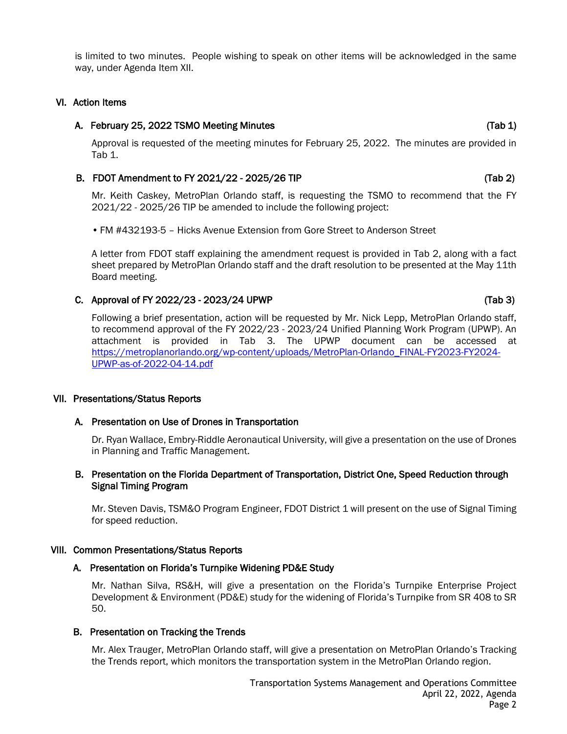is limited to two minutes. People wishing to speak on other items will be acknowledged in the same way, under Agenda Item XII.

## VI. Action Items

### A. February 25, 2022 TSMO Meeting Minutes (Tab 1)

Approval is requested of the meeting minutes for February 25, 2022. The minutes are provided in Tab 1.

### B. FDOT Amendment to FY 2021/22 - 2025/26 TIP (Tab 2)

Mr. Keith Caskey, MetroPlan Orlando staff, is requesting the TSMO to recommend that the FY 2021/22 - 2025/26 TIP be amended to include the following project:

- FM #432193-5 – Hicks Avenue Extension from Gore Street to Anderson Street

A letter from FDOT staff explaining the amendment request is provided in Tab 2, along with a fact sheet prepared by MetroPlan Orlando staff and the draft resolution to be presented at the May 11th Board meeting.

### C. Approval of FY 2022/23 - 2023/24 UPWP (Tab 3)

Following a brief presentation, action will be requested by Mr. Nick Lepp, MetroPlan Orlando staff, to recommend approval of the FY 2022/23 - 2023/24 Unified Planning Work Program (UPWP). An attachment is provided in Tab 3. The UPWP document can be accessed at https://metroplanorlando.org/wp-content/uploads/MetroPlan-Orlando_FINAL-FY2023-FY2024-UPWP-as-of-2022-04-14.pdf

## VII. Presentations/Status Reports

### A. Presentation on Use of Drones in Transportation

Dr. Ryan Wallace, Embry-Riddle Aeronautical University, will give a presentation on the use of Drones in Planning and Traffic Management.

### B. Presentation on the Florida Department of Transportation, District One, Speed Reduction through Signal Timing Program

Mr. Steven Davis, TSM&O Program Engineer, FDOT District 1 will present on the use of Signal Timing for speed reduction.

## VIII. Common Presentations/Status Reports

### A. Presentation on Florida's Turnpike Widening PD&E Study

Mr. Nathan Silva, RS&H, will give a presentation on the Florida's Turnpike Enterprise Project Development & Environment (PD&E) study for the widening of Florida's Turnpike from SR 408 to SR 50.

### B. Presentation on Tracking the Trends

Mr. Alex Trauger, MetroPlan Orlando staff, will give a presentation on MetroPlan Orlando's Tracking the Trends report, which monitors the transportation system in the MetroPlan Orlando region.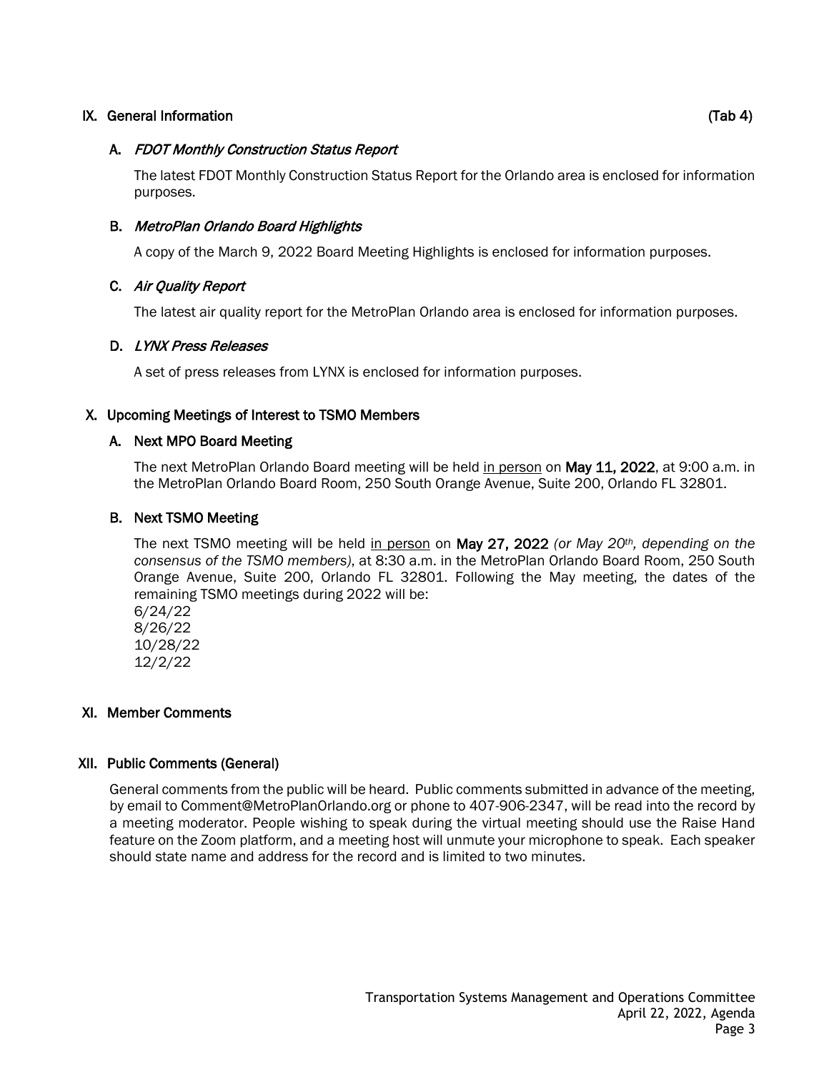## IX. General Information (Tab 4)

### A. *FDOT Monthly Construction Status Report*

The latest FDOT Monthly Construction Status Report for the Orlando area is enclosed for information purposes.

### B. *MetroPlan Orlando Board Highlights*

A copy of the March 9, 2022 Board Meeting Highlights is enclosed for information purposes.

### C. *Air Quality Report*

The latest air quality report for the MetroPlan Orlando area is enclosed for information purposes.

### D. *LYNX Press Releases*

A set of press releases from LYNX is enclosed for information purposes.

## X. Upcoming Meetings of Interest to TSMO Members

### A. Next MPO Board Meeting

The next MetroPlan Orlando Board meeting will be held in person on **May 11, 2022**, at 9:00 a.m. in the MetroPlan Orlando Board Room, 250 South Orange Avenue, Suite 200, Orlando FL 32801.

### B. Next TSMO Meeting

The next TSMO meeting will be held in person on **May 27, 2022** *(or May 20th, depending on the consensus of the TSMO members)*, at 8:30 a.m. in the MetroPlan Orlando Board Room, 250 South Orange Avenue, Suite 200, Orlando FL 32801. Following the May meeting, the dates of the remaining TSMO meetings during 2022 will be:

6/24/22
8/26/22
10/28/22
12/2/22

## XI. Member Comments

## XII. Public Comments (General)

General comments from the public will be heard. Public comments submitted in advance of the meeting, by email to Comment@MetroPlanOrlando.org or phone to 407-906-2347, will be read into the record by a meeting moderator. People wishing to speak during the virtual meeting should use the Raise Hand feature on the Zoom platform, and a meeting host will unmute your microphone to speak. Each speaker should state name and address for the record and is limited to two minutes.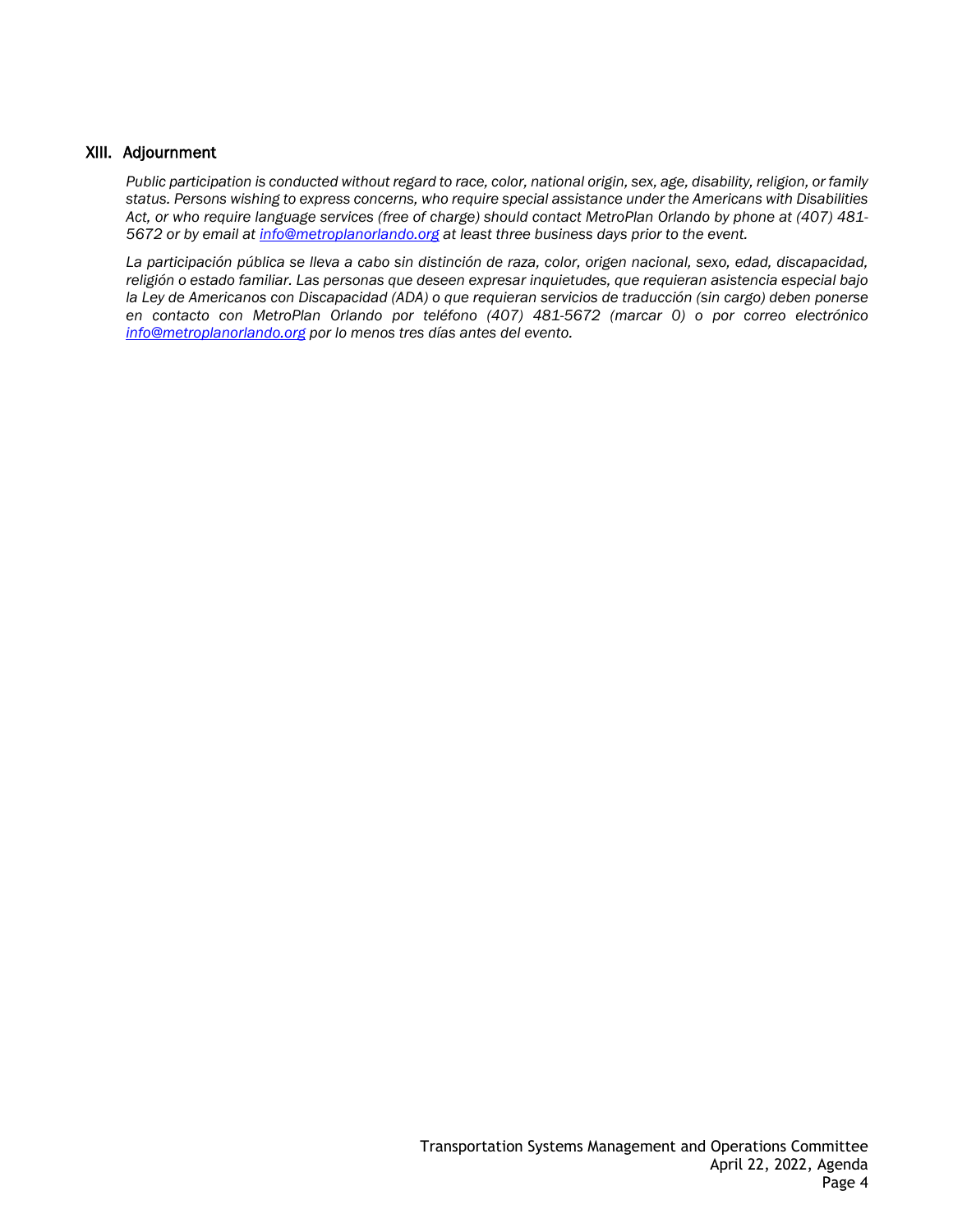## XIII. Adjournment

*Public participation is conducted without regard to race, color, national origin, sex, age, disability, religion, or family status. Persons wishing to express concerns, who require special assistance under the Americans with Disabilities Act, or who require language services (free of charge) should contact MetroPlan Orlando by phone at (407) 481-5672 or by email at info@metroplanorlando.org at least three business days prior to the event.*

*La participación pública se lleva a cabo sin distinción de raza, color, origen nacional, sexo, edad, discapacidad, religión o estado familiar. Las personas que deseen expresar inquietudes, que requieran asistencia especial bajo la Ley de Americanos con Discapacidad (ADA) o que requieran servicios de traducción (sin cargo) deben ponerse en contacto con MetroPlan Orlando por teléfono (407) 481-5672 (marcar 0) o por correo electrónico info@metroplanorlando.org por lo menos tres días antes del evento.*